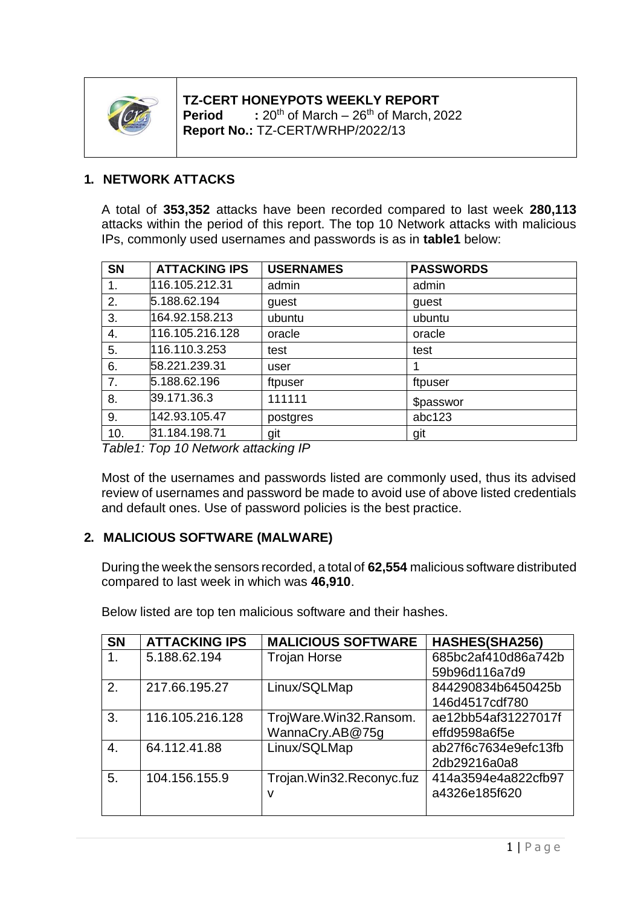**TZ-CERT HONEYPOTS WEEKLY REPORT**
**Period** : 20th of March – 26th of March, 2022
**Report No.:** TZ-CERT/WRHP/2022/13

## 1. NETWORK ATTACKS

A total of **353,352** attacks have been recorded compared to last week **280,113** attacks within the period of this report. The top 10 Network attacks with malicious IPs, commonly used usernames and passwords is as in **table1** below:

| SN | ATTACKING IPS | USERNAMES | PASSWORDS |
|---|---|---|---|
| 1. | 116.105.212.31 | admin | admin |
| 2. | 5.188.62.194 | guest | guest |
| 3. | 164.92.158.213 | ubuntu | ubuntu |
| 4. | 116.105.216.128 | oracle | oracle |
| 5. | 116.110.3.253 | test | test |
| 6. | 58.221.239.31 | user | 1 |
| 7. | 5.188.62.196 | ftpuser | ftpuser |
| 8. | 39.171.36.3 | 111111 | $passwor |
| 9. | 142.93.105.47 | postgres | abc123 |
| 10. | 31.184.198.71 | git | git |

*Table1: Top 10 Network attacking IP*

Most of the usernames and passwords listed are commonly used, thus its advised review of usernames and password be made to avoid use of above listed credentials and default ones. Use of password policies is the best practice.

## 2. MALICIOUS SOFTWARE (MALWARE)

During the week the sensors recorded, a total of **62,554** malicious software distributed compared to last week in which was **46,910**.

Below listed are top ten malicious software and their hashes.

| SN | ATTACKING IPS | MALICIOUS SOFTWARE | HASHES(SHA256) |
|---|---|---|---|
| 1. | 5.188.62.194 | Trojan Horse | 685bc2af410d86a742b59b96d116a7d9 |
| 2. | 217.66.195.27 | Linux/SQLMap | 844290834b6450425b146d4517cdf780 |
| 3. | 116.105.216.128 | TrojWare.Win32.Ransom.WannaCry.AB@75g | ae12bb54af31227017feffd9598a6f5e |
| 4. | 64.112.41.88 | Linux/SQLMap | ab27f6c7634e9efc13fb2db29216a0a8 |
| 5. | 104.156.155.9 | Trojan.Win32.Reconyc.fuzv | 414a3594e4a822cfb97a4326e185f620 |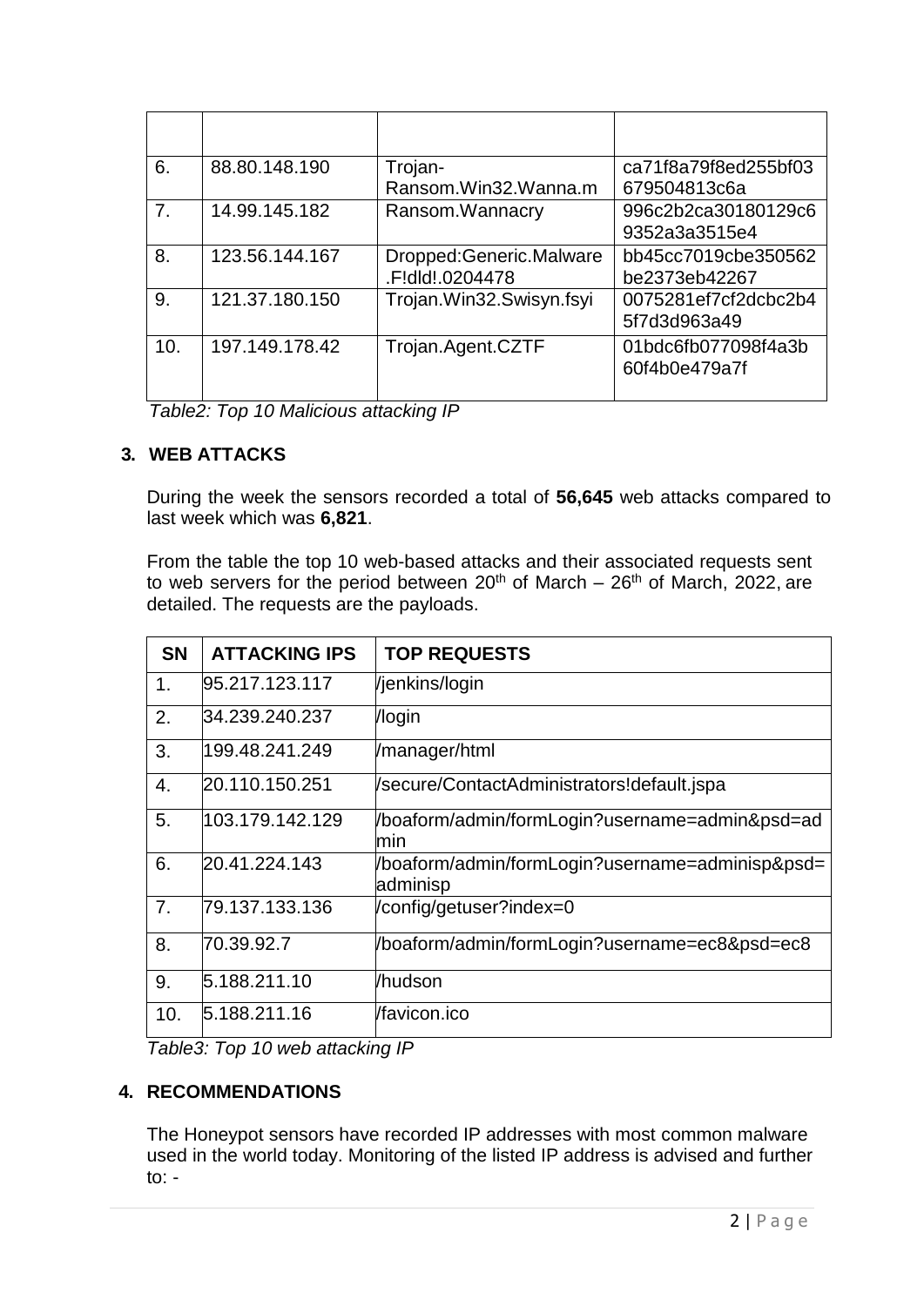| | | | |
|---|---|---|---|
| 6. | 88.80.148.190 | Trojan-Ransom.Win32.Wanna.m | ca71f8a79f8ed255bf03679504813c6a |
| 7. | 14.99.145.182 | Ransom.Wannacry | 996c2b2ca30180129c69352a3a3515e4 |
| 8. | 123.56.144.167 | Dropped:Generic.Malware.F!dld!.0204478 | bb45cc7019cbe350562be2373eb42267 |
| 9. | 121.37.180.150 | Trojan.Win32.Swisyn.fsyi | 0075281ef7cf2dcbc2b45f7d3d963a49 |
| 10. | 197.149.178.42 | Trojan.Agent.CZTF | 01bdc6fb077098f4a3b60f4b0e479a7f |

*Table2: Top 10 Malicious attacking IP*

## 3. WEB ATTACKS

During the week the sensors recorded a total of **56,645** web attacks compared to last week which was **6,821**.

From the table the top 10 web-based attacks and their associated requests sent to web servers for the period between 20th of March – 26th of March, 2022, are detailed. The requests are the payloads.

| SN | ATTACKING IPS | TOP REQUESTS |
|---|---|---|
| 1. | 95.217.123.117 | /jenkins/login |
| 2. | 34.239.240.237 | /login |
| 3. | 199.48.241.249 | /manager/html |
| 4. | 20.110.150.251 | /secure/ContactAdministrators!default.jspa |
| 5. | 103.179.142.129 | /boaform/admin/formLogin?username=admin&psd=admin |
| 6. | 20.41.224.143 | /boaform/admin/formLogin?username=adminisp&psd=adminisp |
| 7. | 79.137.133.136 | /config/getuser?index=0 |
| 8. | 70.39.92.7 | /boaform/admin/formLogin?username=ec8&psd=ec8 |
| 9. | 5.188.211.10 | /hudson |
| 10. | 5.188.211.16 | /favicon.ico |

*Table3: Top 10 web attacking IP*

## 4. RECOMMENDATIONS

The Honeypot sensors have recorded IP addresses with most common malware used in the world today. Monitoring of the listed IP address is advised and further to: -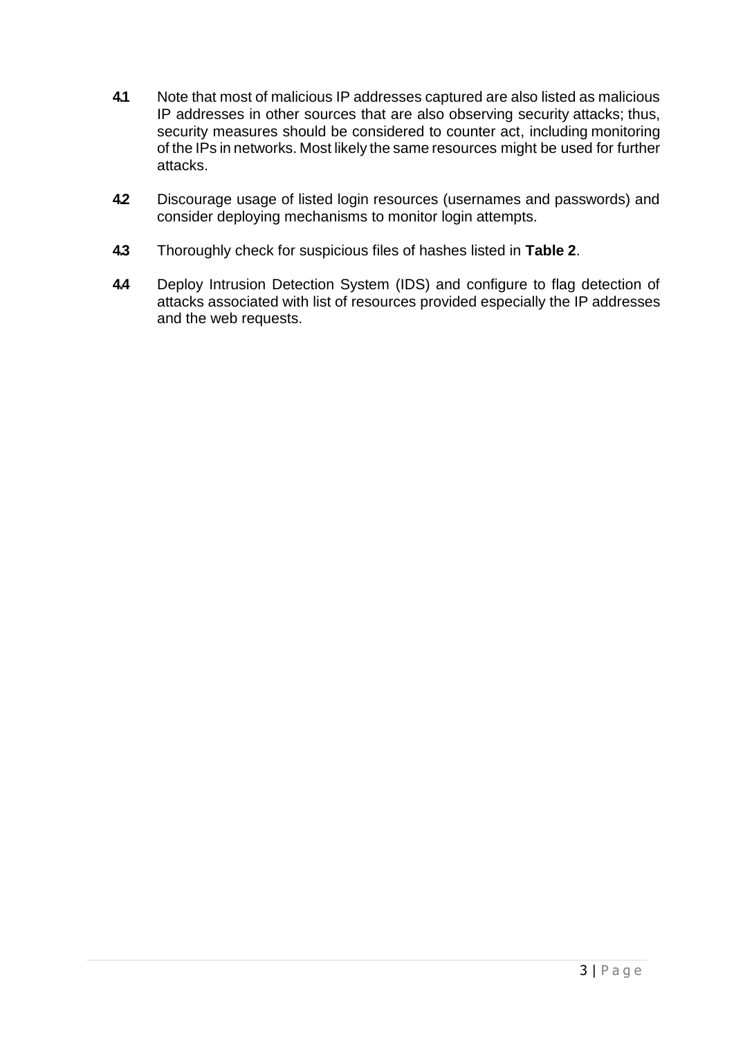**4.1** Note that most of malicious IP addresses captured are also listed as malicious IP addresses in other sources that are also observing security attacks; thus, security measures should be considered to counter act, including monitoring of the IPs in networks. Most likely the same resources might be used for further attacks.

**4.2** Discourage usage of listed login resources (usernames and passwords) and consider deploying mechanisms to monitor login attempts.

**4.3** Thoroughly check for suspicious files of hashes listed in **Table 2**.

**4.4** Deploy Intrusion Detection System (IDS) and configure to flag detection of attacks associated with list of resources provided especially the IP addresses and the web requests.